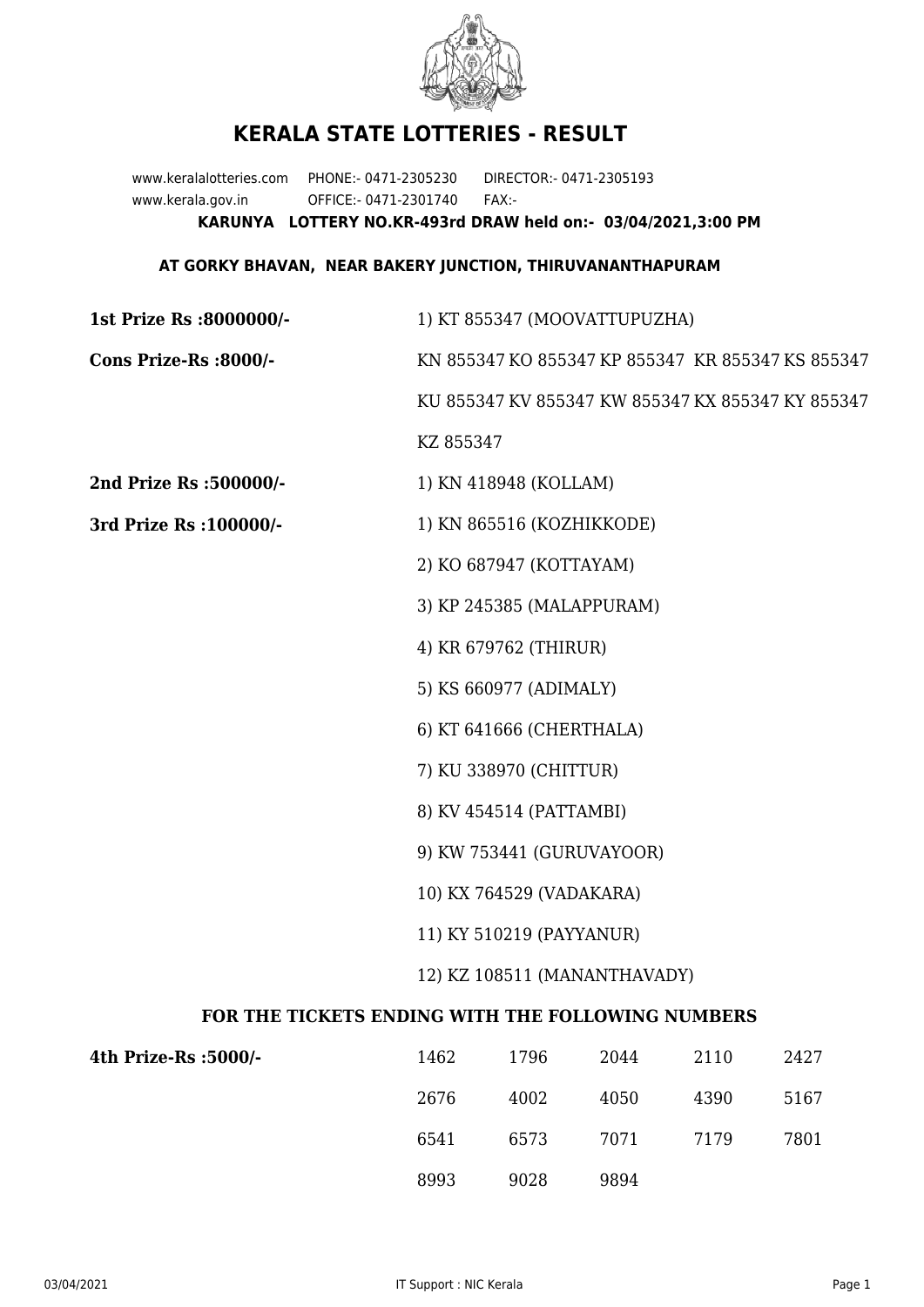# KERALA STATE LOTTERIES - RESULT

www.keralalotteries.com PHONE:- 0471-2305230 DIRECTOR:- 0471-2305193
www.kerala.gov.in OFFICE:- 0471-2301740 FAX:-

**KARUNYA LOTTERY NO.KR-493rd DRAW held on:- 03/04/2021,3:00 PM**

**AT GORKY BHAVAN, NEAR BAKERY JUNCTION, THIRUVANANTHAPURAM**

**1st Prize Rs :8000000/-** 1) KT 855347 (MOOVATTUPUZHA)

**Cons Prize-Rs :8000/-** KN 855347 KO 855347 KP 855347 KR 855347 KS 855347 KU 855347 KV 855347 KW 855347 KX 855347 KY 855347 KZ 855347

**2nd Prize Rs :500000/-** 1) KN 418948 (KOLLAM)

**3rd Prize Rs :100000/-**
1) KN 865516 (KOZHIKKODE)
2) KO 687947 (KOTTAYAM)
3) KP 245385 (MALAPPURAM)
4) KR 679762 (THIRUR)
5) KS 660977 (ADIMALY)
6) KT 641666 (CHERTHALA)
7) KU 338970 (CHITTUR)
8) KV 454514 (PATTAMBI)
9) KW 753441 (GURUVAYOOR)
10) KX 764529 (VADAKARA)
11) KY 510219 (PAYYANUR)
12) KZ 108511 (MANANTHAVADY)

**FOR THE TICKETS ENDING WITH THE FOLLOWING NUMBERS**

**4th Prize-Rs :5000/-**

| | | | | |
|---|---|---|---|---|
| 1462 | 1796 | 2044 | 2110 | 2427 |
| 2676 | 4002 | 4050 | 4390 | 5167 |
| 6541 | 6573 | 7071 | 7179 | 7801 |
| 8993 | 9028 | 9894 | | |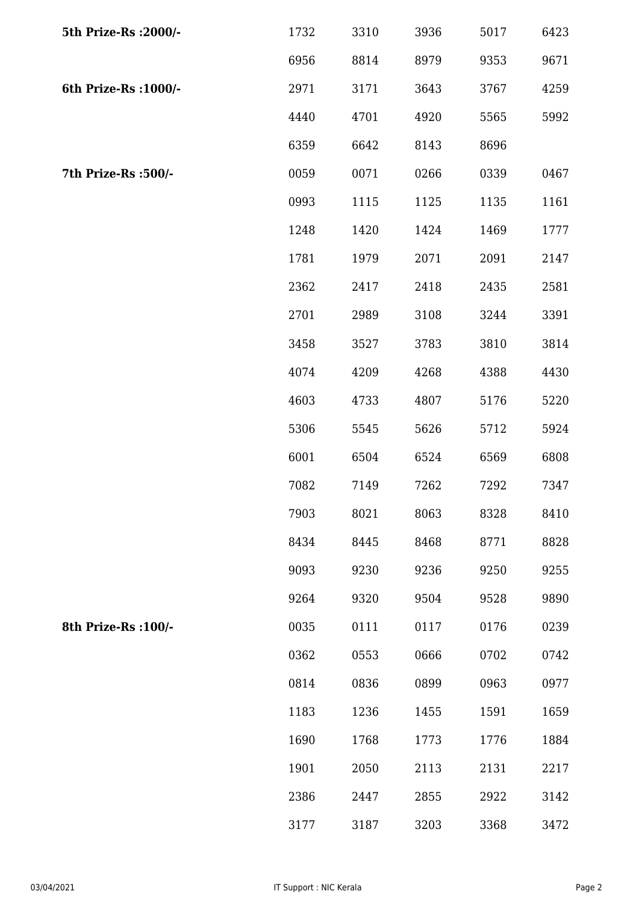| | | | | | |
|---|---|---|---|---|---|
| **5th Prize-Rs :2000/-** | 1732 | 3310 | 3936 | 5017 | 6423 |
| | 6956 | 8814 | 8979 | 9353 | 9671 |
| **6th Prize-Rs :1000/-** | 2971 | 3171 | 3643 | 3767 | 4259 |
| | 4440 | 4701 | 4920 | 5565 | 5992 |
| | 6359 | 6642 | 8143 | 8696 | |
| **7th Prize-Rs :500/-** | 0059 | 0071 | 0266 | 0339 | 0467 |
| | 0993 | 1115 | 1125 | 1135 | 1161 |
| | 1248 | 1420 | 1424 | 1469 | 1777 |
| | 1781 | 1979 | 2071 | 2091 | 2147 |
| | 2362 | 2417 | 2418 | 2435 | 2581 |
| | 2701 | 2989 | 3108 | 3244 | 3391 |
| | 3458 | 3527 | 3783 | 3810 | 3814 |
| | 4074 | 4209 | 4268 | 4388 | 4430 |
| | 4603 | 4733 | 4807 | 5176 | 5220 |
| | 5306 | 5545 | 5626 | 5712 | 5924 |
| | 6001 | 6504 | 6524 | 6569 | 6808 |
| | 7082 | 7149 | 7262 | 7292 | 7347 |
| | 7903 | 8021 | 8063 | 8328 | 8410 |
| | 8434 | 8445 | 8468 | 8771 | 8828 |
| | 9093 | 9230 | 9236 | 9250 | 9255 |
| | 9264 | 9320 | 9504 | 9528 | 9890 |
| **8th Prize-Rs :100/-** | 0035 | 0111 | 0117 | 0176 | 0239 |
| | 0362 | 0553 | 0666 | 0702 | 0742 |
| | 0814 | 0836 | 0899 | 0963 | 0977 |
| | 1183 | 1236 | 1455 | 1591 | 1659 |
| | 1690 | 1768 | 1773 | 1776 | 1884 |
| | 1901 | 2050 | 2113 | 2131 | 2217 |
| | 2386 | 2447 | 2855 | 2922 | 3142 |
| | 3177 | 3187 | 3203 | 3368 | 3472 |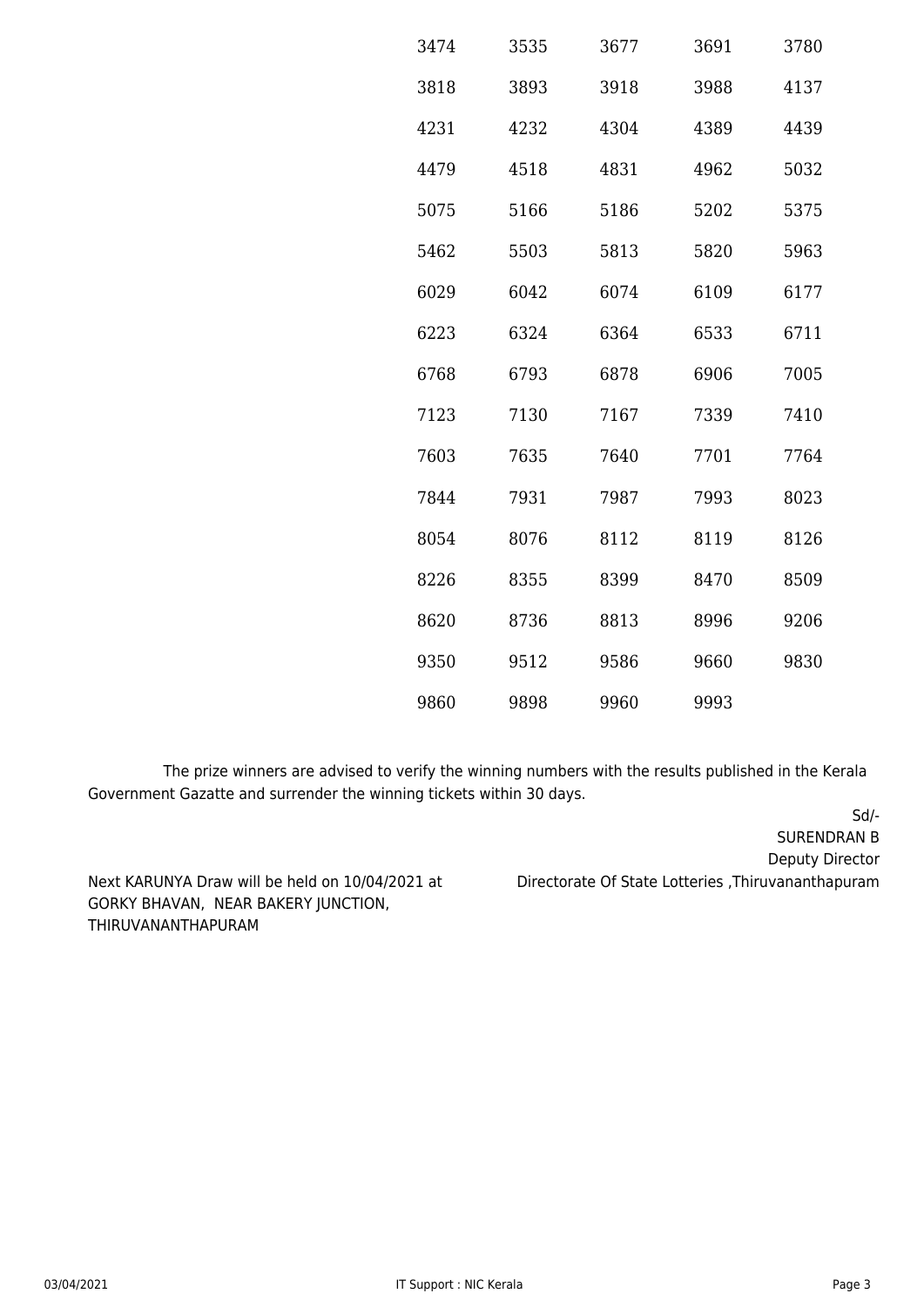| | | | | |
|---|---|---|---|---|
| 3474 | 3535 | 3677 | 3691 | 3780 |
| 3818 | 3893 | 3918 | 3988 | 4137 |
| 4231 | 4232 | 4304 | 4389 | 4439 |
| 4479 | 4518 | 4831 | 4962 | 5032 |
| 5075 | 5166 | 5186 | 5202 | 5375 |
| 5462 | 5503 | 5813 | 5820 | 5963 |
| 6029 | 6042 | 6074 | 6109 | 6177 |
| 6223 | 6324 | 6364 | 6533 | 6711 |
| 6768 | 6793 | 6878 | 6906 | 7005 |
| 7123 | 7130 | 7167 | 7339 | 7410 |
| 7603 | 7635 | 7640 | 7701 | 7764 |
| 7844 | 7931 | 7987 | 7993 | 8023 |
| 8054 | 8076 | 8112 | 8119 | 8126 |
| 8226 | 8355 | 8399 | 8470 | 8509 |
| 8620 | 8736 | 8813 | 8996 | 9206 |
| 9350 | 9512 | 9586 | 9660 | 9830 |
| 9860 | 9898 | 9960 | 9993 | |

The prize winners are advised to verify the winning numbers with the results published in the Kerala Government Gazatte and surrender the winning tickets within 30 days.

Sd/-
SURENDRAN B
Deputy Director
Directorate Of State Lotteries ,Thiruvananthapuram

Next KARUNYA Draw will be held on 10/04/2021 at GORKY BHAVAN, NEAR BAKERY JUNCTION, THIRUVANANTHAPURAM

03/04/2021

IT Support : NIC Kerala